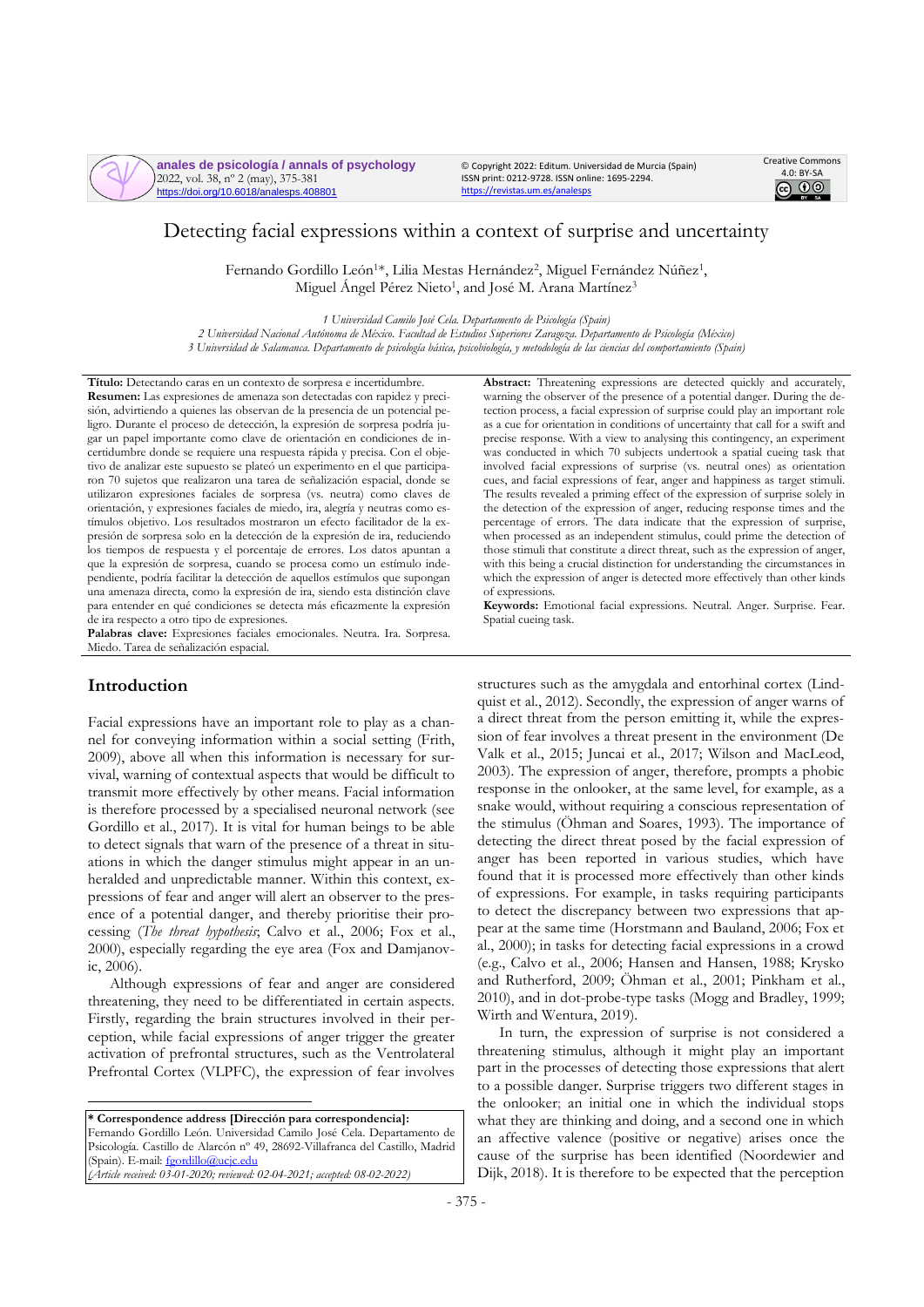# Detecting facial expressions within a context of surprise and uncertainty

Fernando Gordillo León[1]*, Lilia Mestas Hernández[2], Miguel Fernández Núñez[1], Miguel Ángel Pérez Nieto[1], and José M. Arana Martínez[3]

*1 Universidad Camilo José Cela. Departamento de Psicología (Spain)*
*2 Universidad Nacional Autónoma de México. Facultad de Estudios Superiores Zaragoza. Departamento de Psicología (México)*
*3 Universidad de Salamanca. Departamento de psicología básica, psicobiología, y metodología de las ciencias del comportamiento (Spain)*

**Título:** Detectando caras en un contexto de sorpresa e incertidumbre.
**Resumen:** Las expresiones de amenaza son detectadas con rapidez y precisión, advirtiendo a quienes las observan de la presencia de un potencial peligro. Durante el proceso de detección, la expresión de sorpresa podría jugar un papel importante como clave de orientación en condiciones de incertidumbre donde se requiere una respuesta rápida y precisa. Con el objetivo de analizar este supuesto se plateó un experimento en el que participaron 70 sujetos que realizaron una tarea de señalización espacial, donde se utilizaron expresiones faciales de sorpresa (vs. neutra) como claves de orientación, y expresiones faciales de miedo, ira, alegría y neutras como estímulos objetivo. Los resultados mostraron un efecto facilitador de la expresión de sorpresa solo en la detección de la expresión de ira, reduciendo los tiempos de respuesta y el porcentaje de errores. Los datos apuntan a que la expresión de sorpresa, cuando se procesa como un estímulo independiente, podría facilitar la detección de aquellos estímulos que supongan una amenaza directa, como la expresión de ira, siendo esta distinción clave para entender en qué condiciones se detecta más eficazmente la expresión de ira respecto a otro tipo de expresiones.
**Palabras clave:** Expresiones faciales emocionales. Neutra. Ira. Sorpresa. Miedo. Tarea de señalización espacial.

**Abstract:** Threatening expressions are detected quickly and accurately, warning the observer of the presence of a potential danger. During the detection process, a facial expression of surprise could play an important role as a cue for orientation in conditions of uncertainty that call for a swift and precise response. With a view to analysing this contingency, an experiment was conducted in which 70 subjects undertook a spatial cueing task that involved facial expressions of surprise (vs. neutral ones) as orientation cues, and facial expressions of fear, anger and happiness as target stimuli. The results revealed a priming effect of the expression of surprise solely in the detection of the expression of anger, reducing response times and the percentage of errors. The data indicate that the expression of surprise, when processed as an independent stimulus, could prime the detection of those stimuli that constitute a direct threat, such as the expression of anger, with this being a crucial distinction for understanding the circumstances in which the expression of anger is detected more effectively than other kinds of expressions.
**Keywords:** Emotional facial expressions. Neutral. Anger. Surprise. Fear. Spatial cueing task.

## Introduction

Facial expressions have an important role to play as a channel for conveying information within a social setting (Frith, 2009), above all when this information is necessary for survival, warning of contextual aspects that would be difficult to transmit more effectively by other means. Facial information is therefore processed by a specialised neuronal network (see Gordillo et al., 2017). It is vital for human beings to be able to detect signals that warn of the presence of a threat in situations in which the danger stimulus might appear in an unheralded and unpredictable manner. Within this context, expressions of fear and anger will alert an observer to the presence of a potential danger, and thereby prioritise their processing (*The threat hypothesis*; Calvo et al., 2006; Fox et al., 2000), especially regarding the eye area (Fox and Damjanovic, 2006).

Although expressions of fear and anger are considered threatening, they need to be differentiated in certain aspects. Firstly, regarding the brain structures involved in their perception, while facial expressions of anger trigger the greater activation of prefrontal structures, such as the Ventrolateral Prefrontal Cortex (VLPFC), the expression of fear involves structures such as the amygdala and entorhinal cortex (Lindquist et al., 2012). Secondly, the expression of anger warns of a direct threat from the person emitting it, while the expression of fear involves a threat present in the environment (De Valk et al., 2015; Juncai et al., 2017; Wilson and MacLeod, 2003). The expression of anger, therefore, prompts a phobic response in the onlooker, at the same level, for example, as a snake would, without requiring a conscious representation of the stimulus (Öhman and Soares, 1993). The importance of detecting the direct threat posed by the facial expression of anger has been reported in various studies, which have found that it is processed more effectively than other kinds of expressions. For example, in tasks requiring participants to detect the discrepancy between two expressions that appear at the same time (Horstmann and Bauland, 2006; Fox et al., 2000); in tasks for detecting facial expressions in a crowd (e.g., Calvo et al., 2006; Hansen and Hansen, 1988; Krysko and Rutherford, 2009; Öhman et al., 2001; Pinkham et al., 2010), and in dot-probe-type tasks (Mogg and Bradley, 1999; Wirth and Wentura, 2019).

In turn, the expression of surprise is not considered a threatening stimulus, although it might play an important part in the processes of detecting those expressions that alert to a possible danger. Surprise triggers two different stages in the onlooker; an initial one in which the individual stops what they are thinking and doing, and a second one in which an affective valence (positive or negative) arises once the cause of the surprise has been identified (Noordewier and Dijk, 2018). It is therefore to be expected that the perception

**\* Correspondence address [Dirección para correspondencia]:**
Fernando Gordillo León. Universidad Camilo José Cela. Departamento de Psicología. Castillo de Alarcón nº 49, 28692-Villafranca del Castillo, Madrid (Spain). E-mail: fgordillo@ucjc.edu
*(Article received: 03-01-2020; reviewed: 02-04-2021; accepted: 08-02-2022)*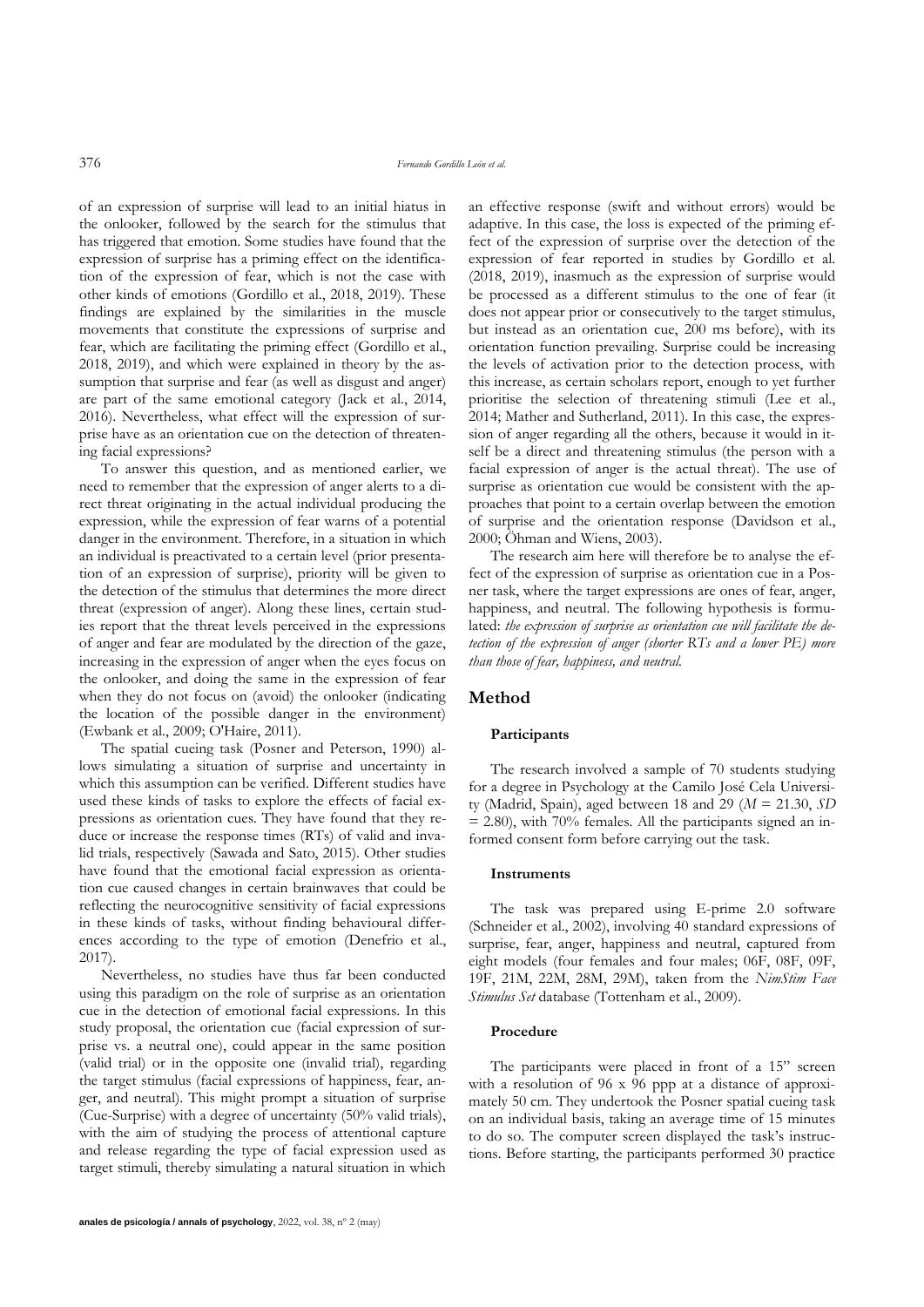of an expression of surprise will lead to an initial hiatus in the onlooker, followed by the search for the stimulus that has triggered that emotion. Some studies have found that the expression of surprise has a priming effect on the identification of the expression of fear, which is not the case with other kinds of emotions (Gordillo et al., 2018, 2019). These findings are explained by the similarities in the muscle movements that constitute the expressions of surprise and fear, which are facilitating the priming effect (Gordillo et al., 2018, 2019), and which were explained in theory by the assumption that surprise and fear (as well as disgust and anger) are part of the same emotional category (Jack et al., 2014, 2016). Nevertheless, what effect will the expression of surprise have as an orientation cue on the detection of threatening facial expressions?

To answer this question, and as mentioned earlier, we need to remember that the expression of anger alerts to a direct threat originating in the actual individual producing the expression, while the expression of fear warns of a potential danger in the environment. Therefore, in a situation in which an individual is preactivated to a certain level (prior presentation of an expression of surprise), priority will be given to the detection of the stimulus that determines the more direct threat (expression of anger). Along these lines, certain studies report that the threat levels perceived in the expressions of anger and fear are modulated by the direction of the gaze, increasing in the expression of anger when the eyes focus on the onlooker, and doing the same in the expression of fear when they do not focus on (avoid) the onlooker (indicating the location of the possible danger in the environment) (Ewbank et al., 2009; O'Haire, 2011).

The spatial cueing task (Posner and Peterson, 1990) allows simulating a situation of surprise and uncertainty in which this assumption can be verified. Different studies have used these kinds of tasks to explore the effects of facial expressions as orientation cues. They have found that they reduce or increase the response times (RTs) of valid and invalid trials, respectively (Sawada and Sato, 2015). Other studies have found that the emotional facial expression as orientation cue caused changes in certain brainwaves that could be reflecting the neurocognitive sensitivity of facial expressions in these kinds of tasks, without finding behavioural differences according to the type of emotion (Denefrio et al., 2017).

Nevertheless, no studies have thus far been conducted using this paradigm on the role of surprise as an orientation cue in the detection of emotional facial expressions. In this study proposal, the orientation cue (facial expression of surprise vs. a neutral one), could appear in the same position (valid trial) or in the opposite one (invalid trial), regarding the target stimulus (facial expressions of happiness, fear, anger, and neutral). This might prompt a situation of surprise (Cue-Surprise) with a degree of uncertainty (50% valid trials), with the aim of studying the process of attentional capture and release regarding the type of facial expression used as target stimuli, thereby simulating a natural situation in which an effective response (swift and without errors) would be adaptive. In this case, the loss is expected of the priming effect of the expression of surprise over the detection of the expression of fear reported in studies by Gordillo et al. (2018, 2019), inasmuch as the expression of surprise would be processed as a different stimulus to the one of fear (it does not appear prior or consecutively to the target stimulus, but instead as an orientation cue, 200 ms before), with its orientation function prevailing. Surprise could be increasing the levels of activation prior to the detection process, with this increase, as certain scholars report, enough to yet further prioritise the selection of threatening stimuli (Lee et al., 2014; Mather and Sutherland, 2011). In this case, the expression of anger regarding all the others, because it would in itself be a direct and threatening stimulus (the person with a facial expression of anger is the actual threat). The use of surprise as orientation cue would be consistent with the approaches that point to a certain overlap between the emotion of surprise and the orientation response (Davidson et al., 2000; Öhman and Wiens, 2003).

The research aim here will therefore be to analyse the effect of the expression of surprise as orientation cue in a Posner task, where the target expressions are ones of fear, anger, happiness, and neutral. The following hypothesis is formulated: *the expression of surprise as orientation cue will facilitate the detection of the expression of anger (shorter RTs and a lower PE) more than those of fear, happiness, and neutral.*

## Method

### Participants

The research involved a sample of 70 students studying for a degree in Psychology at the Camilo José Cela University (Madrid, Spain), aged between 18 and 29 ($M$ = 21.30, $SD$ = 2.80), with 70% females. All the participants signed an informed consent form before carrying out the task.

### Instruments

The task was prepared using E-prime 2.0 software (Schneider et al., 2002), involving 40 standard expressions of surprise, fear, anger, happiness and neutral, captured from eight models (four females and four males; 06F, 08F, 09F, 19F, 21M, 22M, 28M, 29M), taken from the *NimStim Face Stimulus Set* database (Tottenham et al., 2009).

### Procedure

The participants were placed in front of a 15" screen with a resolution of 96 x 96 ppp at a distance of approximately 50 cm. They undertook the Posner spatial cueing task on an individual basis, taking an average time of 15 minutes to do so. The computer screen displayed the task's instructions. Before starting, the participants performed 30 practice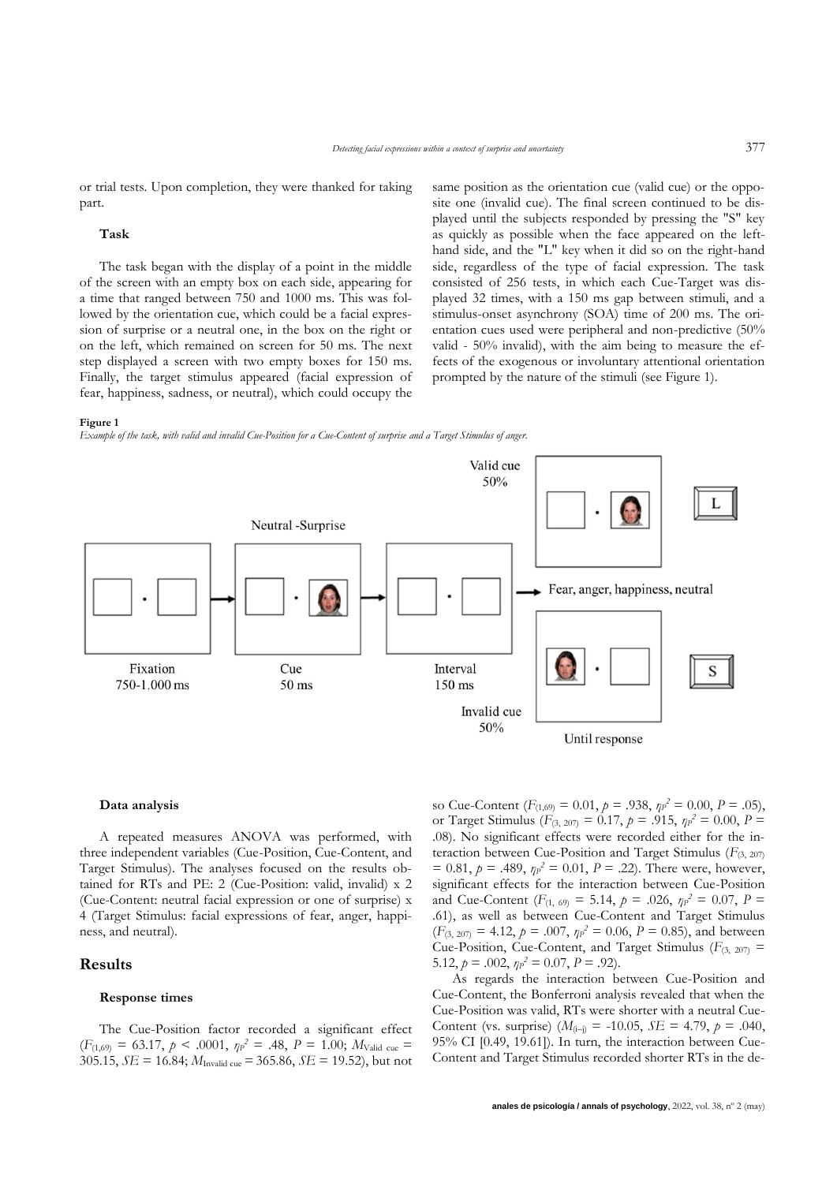or trial tests. Upon completion, they were thanked for taking part.

### Task

The task began with the display of a point in the middle of the screen with an empty box on each side, appearing for a time that ranged between 750 and 1000 ms. This was followed by the orientation cue, which could be a facial expression of surprise or a neutral one, in the box on the right or on the left, which remained on screen for 50 ms. The next step displayed a screen with two empty boxes for 150 ms. Finally, the target stimulus appeared (facial expression of fear, happiness, sadness, or neutral), which could occupy the same position as the orientation cue (valid cue) or the opposite one (invalid cue). The final screen continued to be displayed until the subjects responded by pressing the "S" key as quickly as possible when the face appeared on the left-hand side, and the "L" key when it did so on the right-hand side, regardless of the type of facial expression. The task consisted of 256 tests, in which each Cue-Target was displayed 32 times, with a 150 ms gap between stimuli, and a stimulus-onset asynchrony (SOA) time of 200 ms. The orientation cues used were peripheral and non-predictive (50% valid - 50% invalid), with the aim being to measure the effects of the exogenous or involuntary attentional orientation prompted by the nature of the stimuli (see Figure 1).

**Figure 1**

*Example of the task, with valid and invalid Cue-Position for a Cue-Content of surprise and a Target Stimulus of anger.*

### Data analysis

A repeated measures ANOVA was performed, with three independent variables (Cue-Position, Cue-Content, and Target Stimulus). The analyses focused on the results obtained for RTs and PE: 2 (Cue-Position: valid, invalid) x 2 (Cue-Content: neutral facial expression or one of surprise) x 4 (Target Stimulus: facial expressions of fear, anger, happiness, and neutral).

## Results

### Response times

The Cue-Position factor recorded a significant effect ($F_{(1,69)} = 63.17$, $p < .0001$, $\eta_p^2 = .48$, $P = 1.00$; $M_{\text{Valid cue}} = 305.15$, $SE = 16.84$; $M_{\text{Invalid cue}} = 365.86$, $SE = 19.52$), but not so Cue-Content ($F_{(1,69)} = 0.01$, $p = .938$, $\eta_p^2 = 0.00$, $P = .05$), or Target Stimulus ($F_{(3, 207)} = 0.17$, $p = .915$, $\eta_p^2 = 0.00$, $P = .08$). No significant effects were recorded either for the interaction between Cue-Position and Target Stimulus ($F_{(3, 207)} = 0.81$, $p = .489$, $\eta_p^2 = 0.01$, $P = .22$). There were, however, significant effects for the interaction between Cue-Position and Cue-Content ($F_{(1, 69)} = 5.14$, $p = .026$, $\eta_p^2 = 0.07$, $P = .61$), as well as between Cue-Content and Target Stimulus ($F_{(3, 207)} = 4.12$, $p = .007$, $\eta_p^2 = 0.06$, $P = 0.85$), and between Cue-Position, Cue-Content, and Target Stimulus ($F_{(3, 207)} = 5.12$, $p = .002$, $\eta_p^2 = 0.07$, $P = .92$).

As regards the interaction between Cue-Position and Cue-Content, the Bonferroni analysis revealed that when the Cue-Position was valid, RTs were shorter with a neutral Cue-Content (vs. surprise) ($M_{(i-j)} = -10.05$, $SE = 4.79$, $p = .040$, 95% CI [0.49, 19.61]). In turn, the interaction between Cue-Content and Target Stimulus recorded shorter RTs in the de-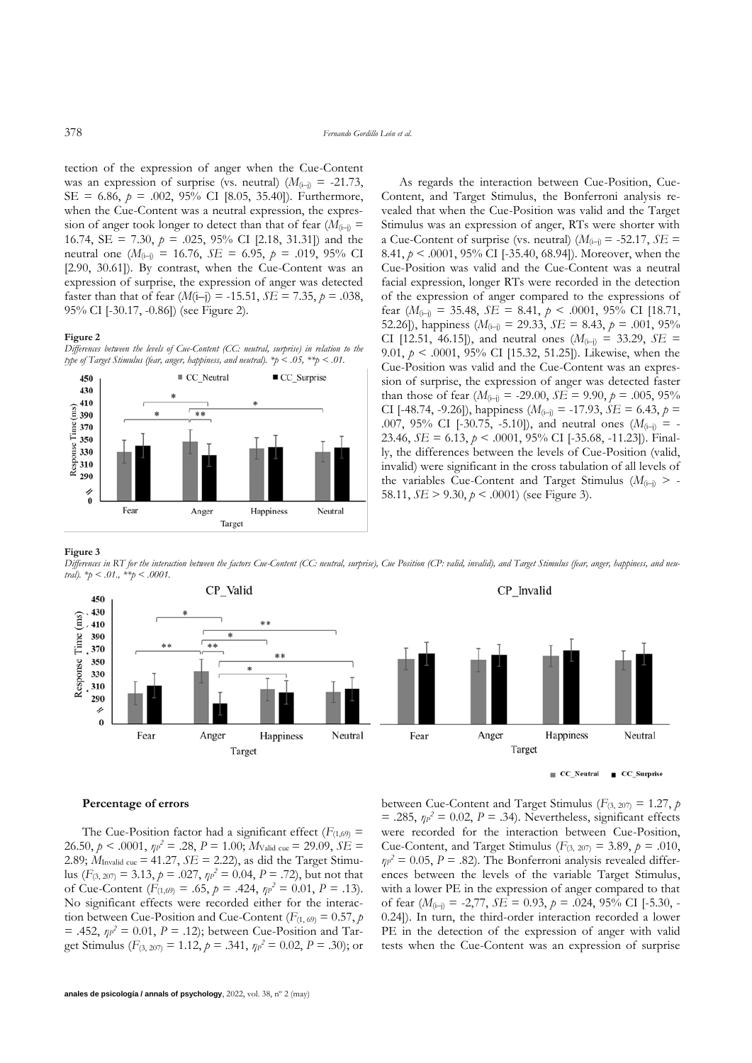tection of the expression of anger when the Cue-Content was an expression of surprise (vs. neutral) ($M_{(i\text{–}j)}$ = -21.73, SE = 6.86, $p$ = .002, 95% CI [8.05, 35.40]). Furthermore, when the Cue-Content was a neutral expression, the expression of anger took longer to detect than that of fear ($M_{(i\text{–}j)}$ = 16.74, SE = 7.30, $p$ = .025, 95% CI [2.18, 31.31]) and the neutral one ($M_{(i\text{–}j)}$ = 16.76, $SE$ = 6.95, $p$ = .019, 95% CI [2.90, 30.61]). By contrast, when the Cue-Content was an expression of surprise, the expression of anger was detected faster than that of fear ($M$(i–j) = -15.51, $SE$ = 7.35, $p$ = .038, 95% CI [-30.17, -0.86]) (see Figure 2).

**Figure 2**

*Differences between the levels of Cue-Content (CC: neutral, surprise) in relation to the type of Target Stimulus (fear, anger, happiness, and neutral). *p < .05, **p < .01.*

As regards the interaction between Cue-Position, Cue-Content, and Target Stimulus, the Bonferroni analysis revealed that when the Cue-Position was valid and the Target Stimulus was an expression of anger, RTs were shorter with a Cue-Content of surprise (vs. neutral) ($M_{(i\text{–}j)}$ = -52.17, $SE$ = 8.41, $p$ < .0001, 95% CI [-35.40, 68.94]). Moreover, when the Cue-Position was valid and the Cue-Content was a neutral facial expression, longer RTs were recorded in the detection of the expression of anger compared to the expressions of fear ($M_{(i\text{–}j)}$ = 35.48, $SE$ = 8.41, $p$ < .0001, 95% CI [18.71, 52.26]), happiness ($M_{(i\text{–}j)}$ = 29.33, $SE$ = 8.43, $p$ = .001, 95% CI [12.51, 46.15]), and neutral ones ($M_{(i\text{–}j)}$ = 33.29, $SE$ = 9.01, $p$ < .0001, 95% CI [15.32, 51.25]). Likewise, when the Cue-Position was valid and the Cue-Content was an expression of surprise, the expression of anger was detected faster than those of fear ($M_{(i\text{–}j)}$ = -29.00, $SE$ = 9.90, $p$ = .005, 95% CI [-48.74, -9.26]), happiness ($M_{(i\text{–}j)}$ = -17.93, $SE$ = 6.43, $p$ = .007, 95% CI [-30.75, -5.10]), and neutral ones ($M_{(i\text{–}j)}$ = -23.46, $SE$ = 6.13, $p$ < .0001, 95% CI [-35.68, -11.23]). Finally, the differences between the levels of Cue-Position (valid, invalid) were significant in the cross tabulation of all levels of the variables Cue-Content and Target Stimulus ($M_{(i\text{–}j)}$ > -58.11, $SE$ > 9.30, $p$ < .0001) (see Figure 3).

**Figure 3**

*Differences in RT for the interaction between the factors Cue-Content (CC: neutral, surprise), Cue Position (CP: valid, invalid), and Target Stimulus (fear, anger, happiness, and neutral). *p < .01., **p < .0001.*

### Percentage of errors

The Cue-Position factor had a significant effect ($F_{(1,69)}$ = 26.50, $p$ < .0001, $\eta_p^2$ = .28, $P$ = 1.00; $M_{\text{Valid cue}}$ = 29.09, $SE$ = 2.89; $M_{\text{Invalid cue}}$ = 41.27, $SE$ = 2.22), as did the Target Stimulus ($F_{(3, 207)}$ = 3.13, $p$ = .027, $\eta_p^2$ = 0.04, $P$ = .72), but not that of Cue-Content ($F_{(1,69)}$ = .65, $p$ = .424, $\eta_p^2$ = 0.01, $P$ = .13). No significant effects were recorded either for the interaction between Cue-Position and Cue-Content ($F_{(1, 69)}$ = 0.57, $p$ = .452, $\eta_p^2$ = 0.01, $P$ = .12); between Cue-Position and Target Stimulus ($F_{(3, 207)}$ = 1.12, $p$ = .341, $\eta_p^2$ = 0.02, $P$ = .30); or between Cue-Content and Target Stimulus ($F_{(3, 207)}$ = 1.27, $p$ = .285, $\eta_p^2$ = 0.02, $P$ = .34). Nevertheless, significant effects were recorded for the interaction between Cue-Position, Cue-Content, and Target Stimulus ($F_{(3, 207)}$ = 3.89, $p$ = .010, $\eta_p^2$ = 0.05, $P$ = .82). The Bonferroni analysis revealed differences between the levels of the variable Target Stimulus, with a lower PE in the expression of anger compared to that of fear ($M_{(i\text{–}j)}$ = -2,77, $SE$ = 0.93, $p$ = .024, 95% CI [-5.30, -0.24]). In turn, the third-order interaction recorded a lower PE in the detection of the expression of anger with valid tests when the Cue-Content was an expression of surprise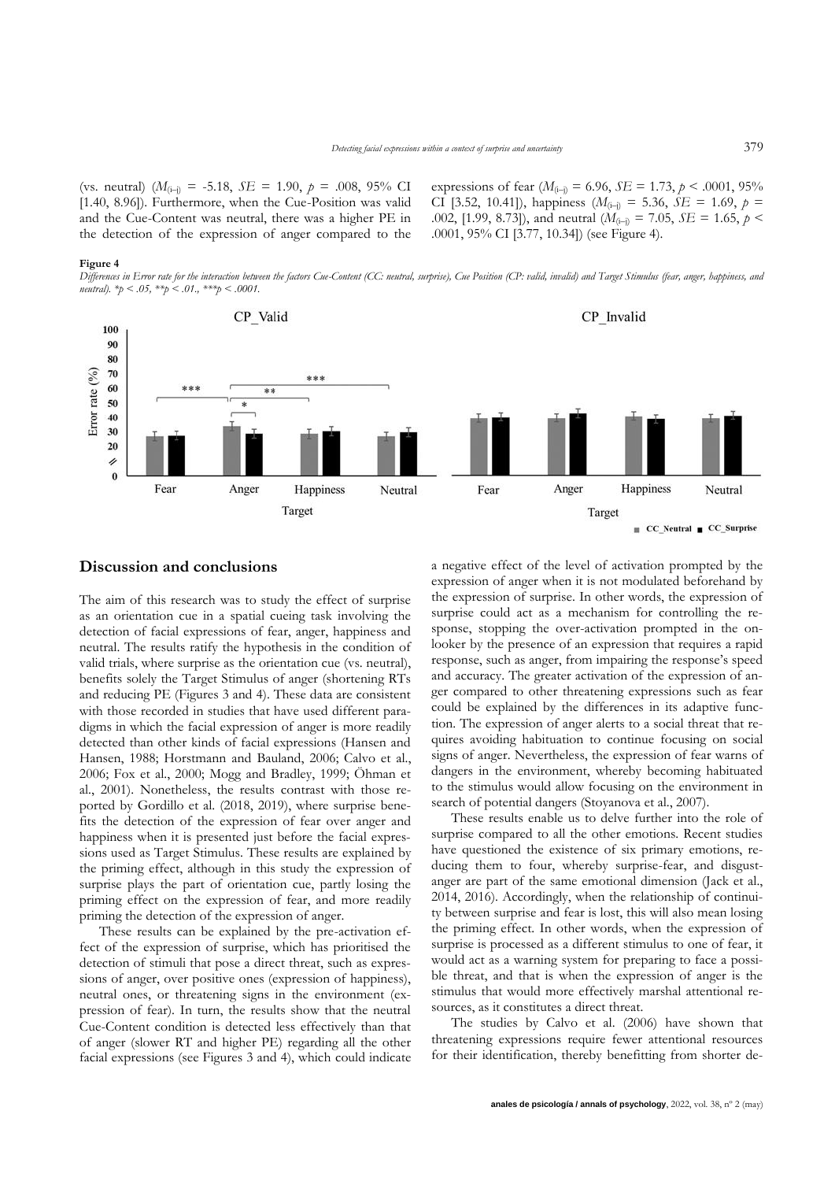(vs. neutral) ($M_{(i-j)}$ = -5.18, $SE$ = 1.90, $p$ = .008, 95% CI [1.40, 8.96]). Furthermore, when the Cue-Position was valid and the Cue-Content was neutral, there was a higher PE in the detection of the expression of anger compared to the expressions of fear ($M_{(i-j)}$ = 6.96, $SE$ = 1.73, $p$ < .0001, 95% CI [3.52, 10.41]), happiness ($M_{(i-j)}$ = 5.36, $SE$ = 1.69, $p$ = .002, [1.99, 8.73]), and neutral ($M_{(i-j)}$ = 7.05, $SE$ = 1.65, $p$ < .0001, 95% CI [3.77, 10.34]) (see Figure 4).

**Figure 4**

*Differences in Error rate for the interaction between the factors Cue-Content (CC: neutral, surprise), Cue Position (CP: valid, invalid) and Target Stimulus (fear, anger, happiness, and neutral). *p < .05, **p < .01., ***p < .0001.*

## Discussion and conclusions

The aim of this research was to study the effect of surprise as an orientation cue in a spatial cueing task involving the detection of facial expressions of fear, anger, happiness and neutral. The results ratify the hypothesis in the condition of valid trials, where surprise as the orientation cue (vs. neutral), benefits solely the Target Stimulus of anger (shortening RTs and reducing PE (Figures 3 and 4). These data are consistent with those recorded in studies that have used different paradigms in which the facial expression of anger is more readily detected than other kinds of facial expressions (Hansen and Hansen, 1988; Horstmann and Bauland, 2006; Calvo et al., 2006; Fox et al., 2000; Mogg and Bradley, 1999; Öhman et al., 2001). Nonetheless, the results contrast with those reported by Gordillo et al. (2018, 2019), where surprise benefits the detection of the expression of fear over anger and happiness when it is presented just before the facial expressions used as Target Stimulus. These results are explained by the priming effect, although in this study the expression of surprise plays the part of orientation cue, partly losing the priming effect on the expression of fear, and more readily priming the detection of the expression of anger.

These results can be explained by the pre-activation effect of the expression of surprise, which has prioritised the detection of stimuli that pose a direct threat, such as expressions of anger, over positive ones (expression of happiness), neutral ones, or threatening signs in the environment (expression of fear). In turn, the results show that the neutral Cue-Content condition is detected less effectively than that of anger (slower RT and higher PE) regarding all the other facial expressions (see Figures 3 and 4), which could indicate a negative effect of the level of activation prompted by the expression of anger when it is not modulated beforehand by the expression of surprise. In other words, the expression of surprise could act as a mechanism for controlling the response, stopping the over-activation prompted in the onlooker by the presence of an expression that requires a rapid response, such as anger, from impairing the response's speed and accuracy. The greater activation of the expression of anger compared to other threatening expressions such as fear could be explained by the differences in its adaptive function. The expression of anger alerts to a social threat that requires avoiding habituation to continue focusing on social signs of anger. Nevertheless, the expression of fear warns of dangers in the environment, whereby becoming habituated to the stimulus would allow focusing on the environment in search of potential dangers (Stoyanova et al., 2007).

These results enable us to delve further into the role of surprise compared to all the other emotions. Recent studies have questioned the existence of six primary emotions, reducing them to four, whereby surprise-fear, and disgust-anger are part of the same emotional dimension (Jack et al., 2014, 2016). Accordingly, when the relationship of continuity between surprise and fear is lost, this will also mean losing the priming effect. In other words, when the expression of surprise is processed as a different stimulus to one of fear, it would act as a warning system for preparing to face a possible threat, and that is when the expression of anger is the stimulus that would more effectively marshal attentional resources, as it constitutes a direct threat.

The studies by Calvo et al. (2006) have shown that threatening expressions require fewer attentional resources for their identification, thereby benefitting from shorter de-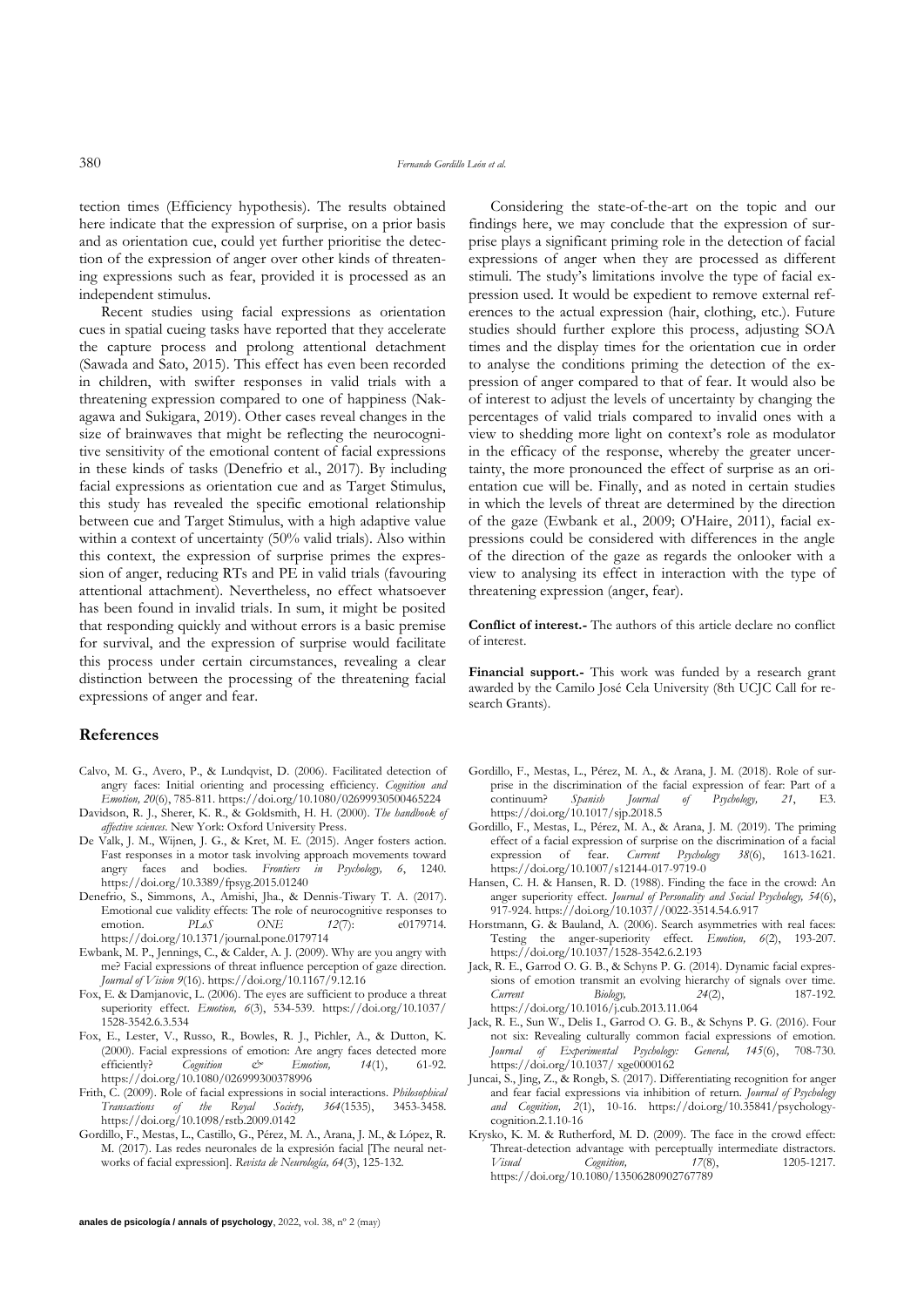tection times (Efficiency hypothesis). The results obtained here indicate that the expression of surprise, on a prior basis and as orientation cue, could yet further prioritise the detection of the expression of anger over other kinds of threatening expressions such as fear, provided it is processed as an independent stimulus.

Recent studies using facial expressions as orientation cues in spatial cueing tasks have reported that they accelerate the capture process and prolong attentional detachment (Sawada and Sato, 2015). This effect has even been recorded in children, with swifter responses in valid trials with a threatening expression compared to one of happiness (Nakagawa and Sukigara, 2019). Other cases reveal changes in the size of brainwaves that might be reflecting the neurocognitive sensitivity of the emotional content of facial expressions in these kinds of tasks (Denefrio et al., 2017). By including facial expressions as orientation cue and as Target Stimulus, this study has revealed the specific emotional relationship between cue and Target Stimulus, with a high adaptive value within a context of uncertainty (50% valid trials). Also within this context, the expression of surprise primes the expression of anger, reducing RTs and PE in valid trials (favouring attentional attachment). Nevertheless, no effect whatsoever has been found in invalid trials. In sum, it might be posited that responding quickly and without errors is a basic premise for survival, and the expression of surprise would facilitate this process under certain circumstances, revealing a clear distinction between the processing of the threatening facial expressions of anger and fear.

Considering the state-of-the-art on the topic and our findings here, we may conclude that the expression of surprise plays a significant priming role in the detection of facial expressions of anger when they are processed as different stimuli. The study's limitations involve the type of facial expression used. It would be expedient to remove external references to the actual expression (hair, clothing, etc.). Future studies should further explore this process, adjusting SOA times and the display times for the orientation cue in order to analyse the conditions priming the detection of the expression of anger compared to that of fear. It would also be of interest to adjust the levels of uncertainty by changing the percentages of valid trials compared to invalid ones with a view to shedding more light on context's role as modulator in the efficacy of the response, whereby the greater uncertainty, the more pronounced the effect of surprise as an orientation cue will be. Finally, and as noted in certain studies in which the levels of threat are determined by the direction of the gaze (Ewbank et al., 2009; O'Haire, 2011), facial expressions could be considered with differences in the angle of the direction of the gaze as regards the onlooker with a view to analysing its effect in interaction with the type of threatening expression (anger, fear).

**Conflict of interest.-** The authors of this article declare no conflict of interest.

**Financial support.-** This work was funded by a research grant awarded by the Camilo José Cela University (8th UCJC Call for research Grants).

## References

Calvo, M. G., Avero, P., & Lundqvist, D. (2006). Facilitated detection of angry faces: Initial orienting and processing efficiency. *Cognition and Emotion, 20*(6), 785-811. https://doi.org/10.1080/02699930500465224

Davidson, R. J., Sherer, K. R., & Goldsmith, H. H. (2000). *The handbook of affective sciences*. New York: Oxford University Press.

De Valk, J. M., Wijnen, J. G., & Kret, M. E. (2015). Anger fosters action. Fast responses in a motor task involving approach movements toward angry faces and bodies. *Frontiers in Psychology, 6*, 1240. https://doi.org/10.3389/fpsyg.2015.01240

Denefrio, S., Simmons, A., Amishi, Jha., & Dennis-Tiwary T. A. (2017). Emotional cue validity effects: The role of neurocognitive responses to emotion. *PLoS ONE 12*(7): e0179714. https://doi.org/10.1371/journal.pone.0179714

Ewbank, M. P., Jennings, C., & Calder, A. J. (2009). Why are you angry with me? Facial expressions of threat influence perception of gaze direction. *Journal of Vision 9*(16). https://doi.org/10.1167/9.12.16

Fox, E. & Damjanovic, L. (2006). The eyes are sufficient to produce a threat superiority effect. *Emotion, 6*(3), 534-539. https://doi.org/10.1037/1528-3542.6.3.534

Fox, E., Lester, V., Russo, R., Bowles, R. J., Pichler, A., & Dutton, K. (2000). Facial expressions of emotion: Are angry faces detected more efficiently? *Cognition & Emotion, 14*(1), 61-92. https://doi.org/10.1080/026999300378996

Frith, C. (2009). Role of facial expressions in social interactions. *Philosophical Transactions of the Royal Society, 364*(1535), 3453-3458. https://doi.org/10.1098/rstb.2009.0142

Gordillo, F., Mestas, L., Castillo, G., Pérez, M. A., Arana, J. M., & López, R. M. (2017). Las redes neuronales de la expresión facial [The neural networks of facial expression]. *Revista de Neurología, 64*(3), 125-132.

Gordillo, F., Mestas, L., Pérez, M. A., & Arana, J. M. (2018). Role of surprise in the discrimination of the facial expression of fear: Part of a continuum? *Spanish Journal of Psychology, 21*, E3. https://doi.org/10.1017/sjp.2018.5

Gordillo, F., Mestas, L., Pérez, M. A., & Arana, J. M. (2019). The priming effect of a facial expression of surprise on the discrimination of a facial expression of fear. *Current Psychology 38*(6), 1613-1621. https://doi.org/10.1007/s12144-017-9719-0

Hansen, C. H. & Hansen, R. D. (1988). Finding the face in the crowd: An anger superiority effect. *Journal of Personality and Social Psychology, 54*(6), 917-924. https://doi.org/10.1037//0022-3514.54.6.917

Horstmann, G. & Bauland, A. (2006). Search asymmetries with real faces: Testing the anger-superiority effect. *Emotion, 6*(2), 193-207. https://doi.org/10.1037/1528-3542.6.2.193

Jack, R. E., Garrod O. G. B., & Schyns P. G. (2014). Dynamic facial expressions of emotion transmit an evolving hierarchy of signals over time. *Current Biology, 24*(2), 187-192. https://doi.org/10.1016/j.cub.2013.11.064

Jack, R. E., Sun W., Delis I., Garrod O. G. B., & Schyns P. G. (2016). Four not six: Revealing culturally common facial expressions of emotion. *Journal of Experimental Psychology: General, 145*(6), 708-730. https://doi.org/10.1037/ xge0000162

Juncai, S., Jing, Z., & Rongb, S. (2017). Differentiating recognition for anger and fear facial expressions via inhibition of return. *Journal of Psychology and Cognition, 2*(1), 10-16. https://doi.org/10.35841/psychology-cognition.2.1.10-16

Krysko, K. M. & Rutherford, M. D. (2009). The face in the crowd effect: Threat-detection advantage with perceptually intermediate distractors. *Visual Cognition, 17*(8), 1205-1217. https://doi.org/10.1080/13506280902767789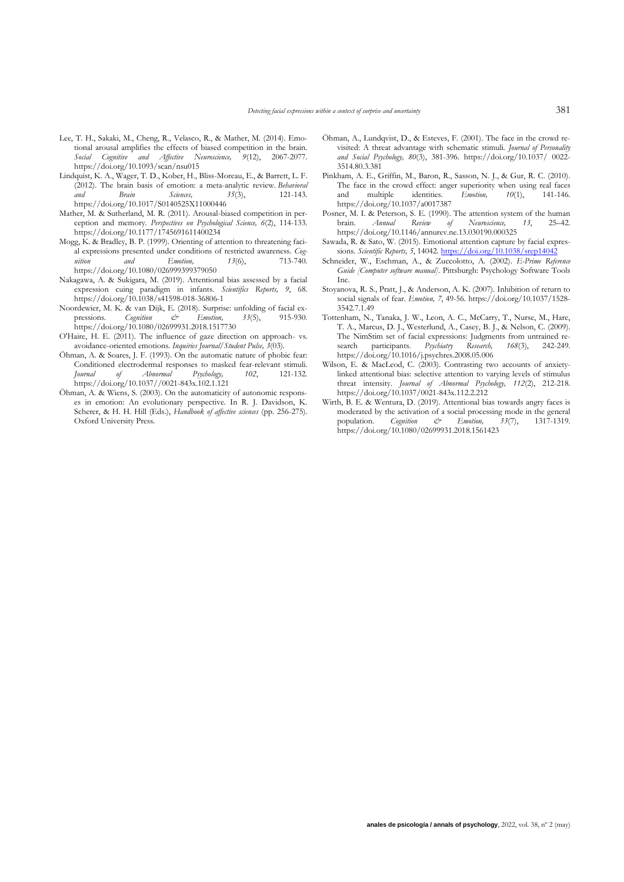Lee, T. H., Sakaki, M., Cheng, R., Velasco, R., & Mather, M. (2014). Emotional arousal amplifies the effects of biased competition in the brain. *Social Cognitive and Affective Neuroscience, 9*(12), 2067-2077. https://doi.org/10.1093/scan/nsu015

Lindquist, K. A., Wager, T. D., Kober, H., Bliss-Moreau, E., & Barrett, L. F. (2012). The brain basis of emotion: a meta-analytic review. *Behavioral and Brain Sciences, 35*(3), 121-143. https://doi.org/10.1017/S0140525X11000446

Mather, M. & Sutherland, M. R. (2011). Arousal-biased competition in perception and memory. *Perspectives on Psychological Science, 6*(2), 114-133. https://doi.org/10.1177/1745691611400234

Mogg, K. & Bradley, B. P. (1999). Orienting of attention to threatening facial expressions presented under conditions of restricted awareness. *Cognition and Emotion, 13*(6), 713-740. https://doi.org/10.1080/026999399379050

Nakagawa, A. & Sukigara, M. (2019). Attentional bias assessed by a facial expression cuing paradigm in infants. *Scientifics Reports, 9*, 68. https://doi.org/10.1038/s41598-018-36806-1

Noordewier, M. K. & van Dijk, E. (2018). Surprise: unfolding of facial expressions. *Cognition & Emotion, 33*(5), 915-930. https://doi.org/10.1080/02699931.2018.1517730

O'Haire, H. E. (2011). The influence of gaze direction on approach- vs. avoidance-oriented emotions. *Inquiries Journal/Student Pulse, 3*(03).

Öhman, A. & Soares, J. F. (1993). On the automatic nature of phobic fear: Conditioned electrodermal responses to masked fear-relevant stimuli. *Journal of Abnormal Psychology, 102*, 121-132. https://doi.org/10.1037//0021-843x.102.1.121

Öhman, A. & Wiens, S. (2003). On the automaticity of autonomic responses in emotion: An evolutionary perspective. In R. J. Davidson, K. Scherer, & H. H. Hill (Eds.), *Handbook of affective sciences* (pp. 256-275). Oxford University Press.

Öhman, A., Lundqvist, D., & Esteves, F. (2001). The face in the crowd revisited: A threat advantage with schematic stimuli. *Journal of Personality and Social Psychology, 80*(3), 381-396. https://doi.org/10.1037/ 0022-3514.80.3.381

Pinkham, A. E., Griffin, M., Baron, R., Sasson, N. J., & Gur, R. C. (2010). The face in the crowd effect: anger superiority when using real faces and multiple identities. *Emotion, 10*(1), 141-146. https://doi.org/10.1037/a0017387

Posner, M. I. & Peterson, S. E. (1990). The attention system of the human brain. *Annual Review of Neuroscience, 13*, 25–42. https://doi.org/10.1146/annurev.ne.13.030190.000325

Sawada, R. & Sato, W. (2015). Emotional attention capture by facial expressions. *Scientific Reports, 5*, 14042. https://doi.org/10.1038/srep14042

Schneider, W., Eschman, A., & Zuccolotto, A. (2002). *E-Prime Reference Guide [Computer software manual]*. Pittsburgh: Psychology Software Tools Inc.

Stoyanova, R. S., Pratt, J., & Anderson, A. K. (2007). Inhibition of return to social signals of fear. *Emotion, 7*, 49-56. https://doi.org/10.1037/1528-3542.7.1.49

Tottenham, N., Tanaka, J. W., Leon, A. C., McCarry, T., Nurse, M., Hare, T. A., Marcus, D. J., Westerlund, A., Casey, B. J., & Nelson, C. (2009). The NimStim set of facial expressions: Judgments from untrained research participants. *Psychiatry Research, 168*(3), 242-249. https://doi.org/10.1016/j.psychres.2008.05.006

Wilson, E. & MacLeod, C. (2003). Contrasting two accounts of anxiety-linked attentional bias: selective attention to varying levels of stimulus threat intensity. *Journal of Abnormal Psychology, 112*(2), 212-218. https://doi.org/10.1037/0021-843x.112.2.212

Wirth, B. E. & Wentura, D. (2019). Attentional bias towards angry faces is moderated by the activation of a social processing mode in the general population. *Cognition & Emotion, 33*(7), 1317-1319. https://doi.org/10.1080/02699931.2018.1561423